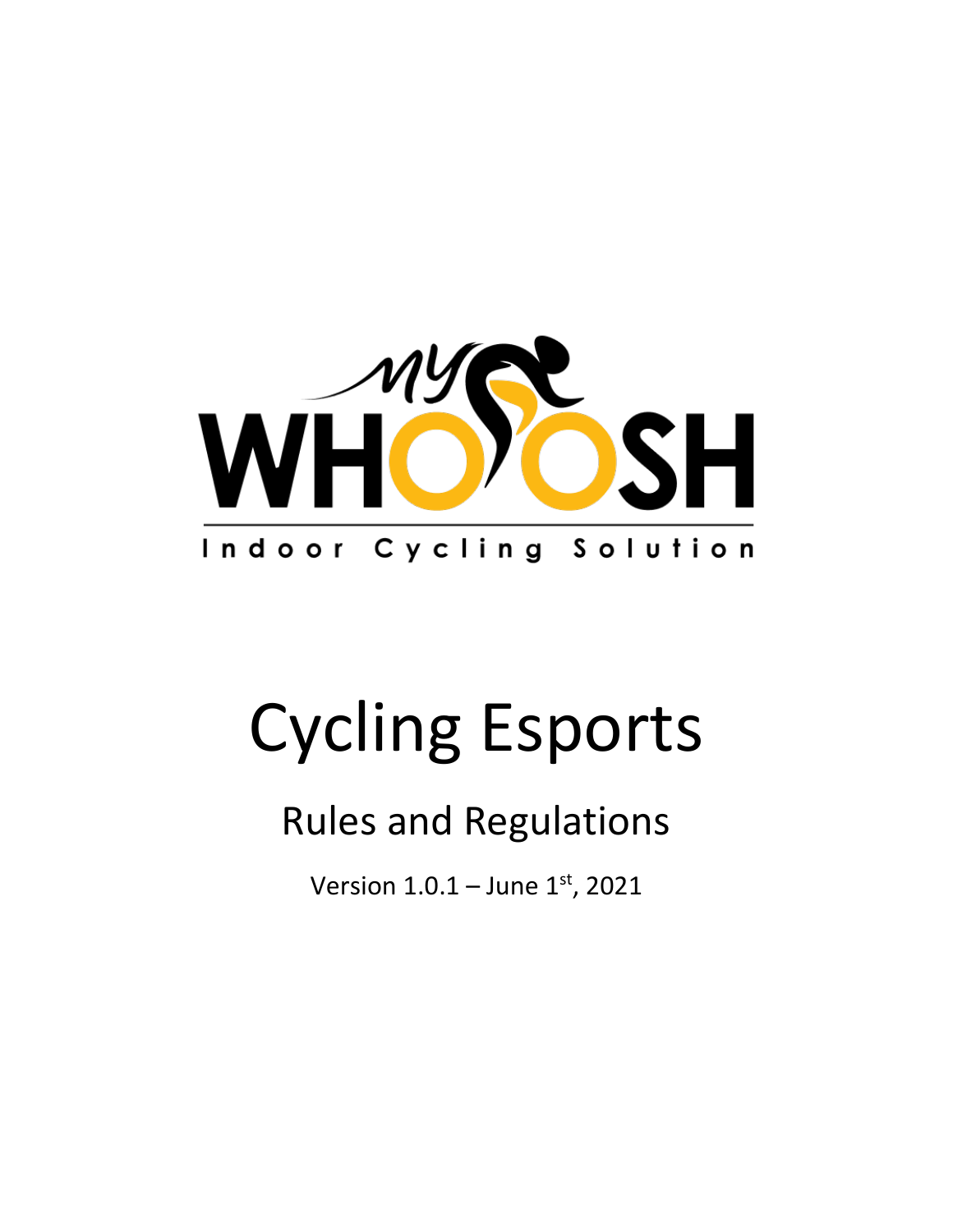# Cycling Esports

## Rules and Regulations

Version 1.0.1 – June 1st, 2021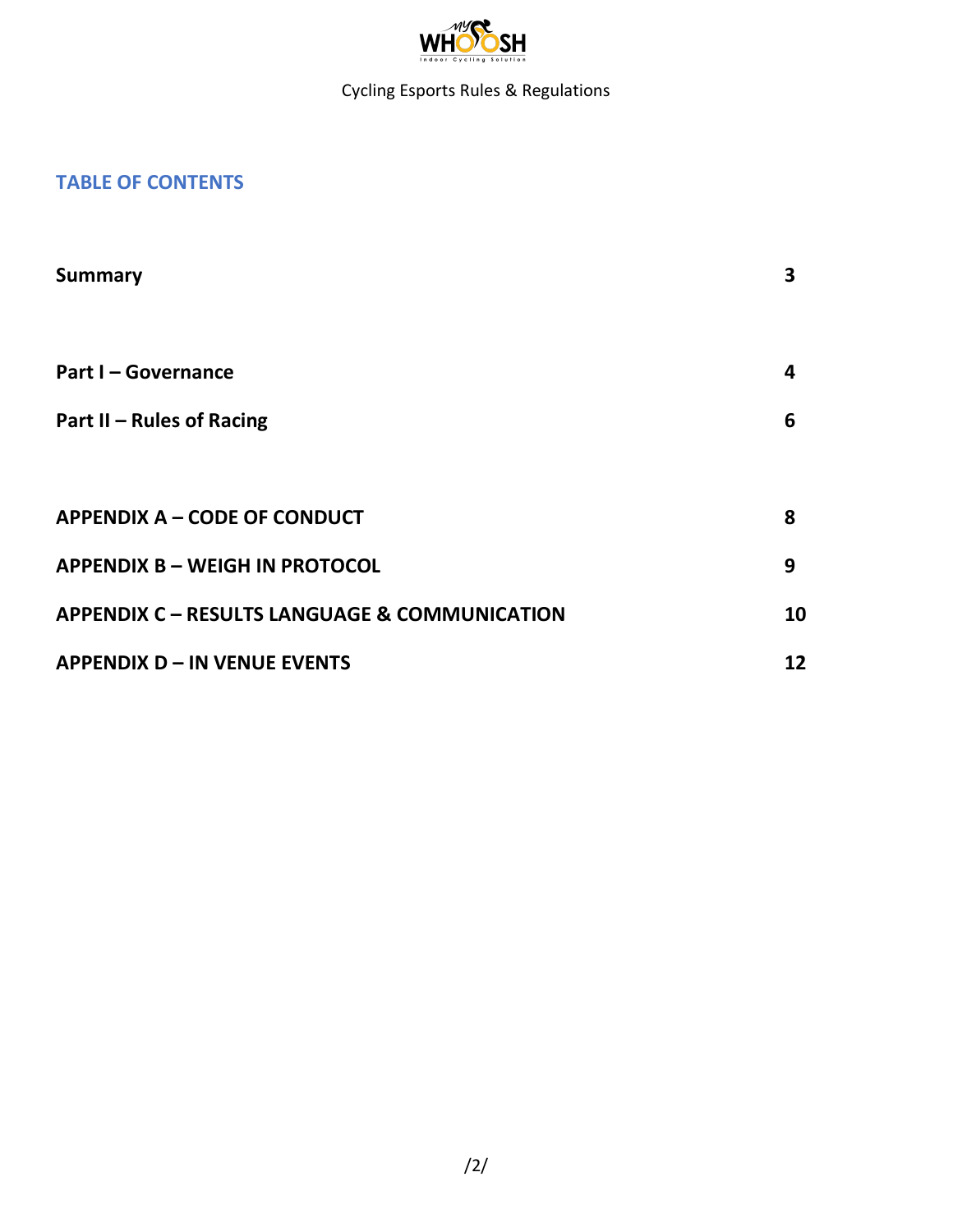## TABLE OF CONTENTS

| | |
|---|---|
| **Summary** | **3** |
| **Part I – Governance** | **4** |
| **Part II – Rules of Racing** | **6** |
| **APPENDIX A – CODE OF CONDUCT** | **8** |
| **APPENDIX B – WEIGH IN PROTOCOL** | **9** |
| **APPENDIX C – RESULTS LANGUAGE & COMMUNICATION** | **10** |
| **APPENDIX D – IN VENUE EVENTS** | **12** |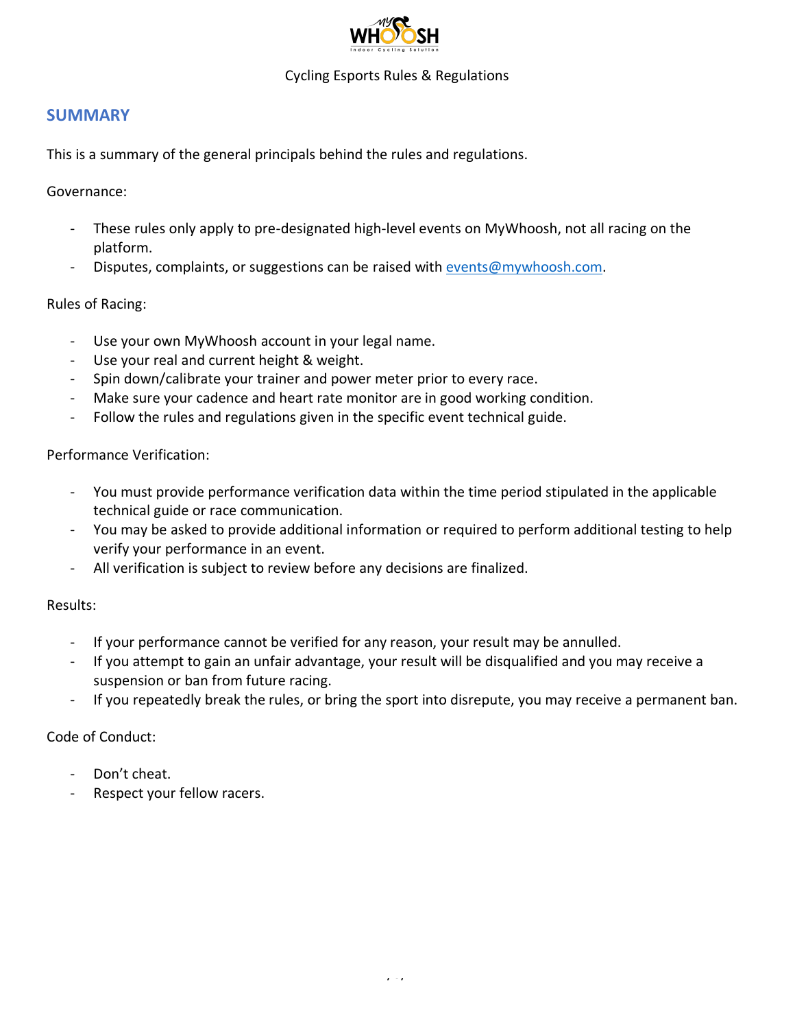Cycling Esports Rules & Regulations

## SUMMARY

This is a summary of the general principals behind the rules and regulations.

Governance:

- These rules only apply to pre-designated high-level events on MyWhoosh, not all racing on the platform.
- Disputes, complaints, or suggestions can be raised with events@mywhoosh.com.

Rules of Racing:

- Use your own MyWhoosh account in your legal name.
- Use your real and current height & weight.
- Spin down/calibrate your trainer and power meter prior to every race.
- Make sure your cadence and heart rate monitor are in good working condition.
- Follow the rules and regulations given in the specific event technical guide.

Performance Verification:

- You must provide performance verification data within the time period stipulated in the applicable technical guide or race communication.
- You may be asked to provide additional information or required to perform additional testing to help verify your performance in an event.
- All verification is subject to review before any decisions are finalized.

Results:

- If your performance cannot be verified for any reason, your result may be annulled.
- If you attempt to gain an unfair advantage, your result will be disqualified and you may receive a suspension or ban from future racing.
- If you repeatedly break the rules, or bring the sport into disrepute, you may receive a permanent ban.

Code of Conduct:

- Don't cheat.
- Respect your fellow racers.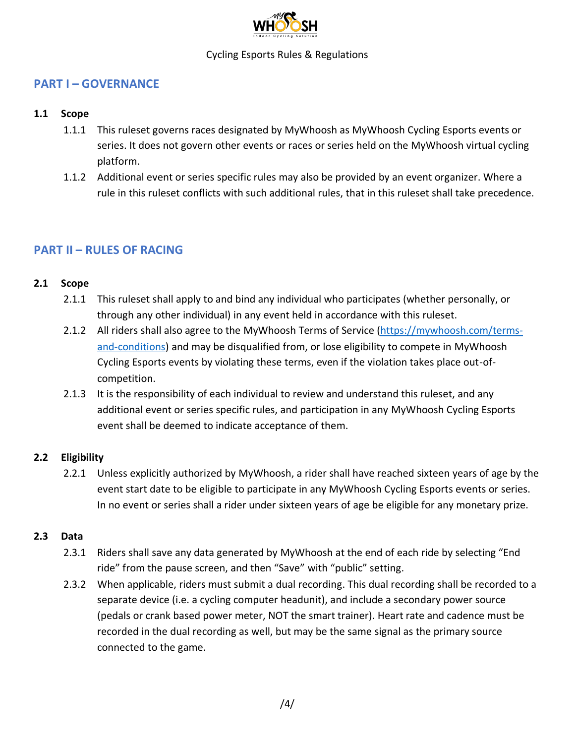Cycling Esports Rules & Regulations

## PART I – GOVERNANCE

### 1.1 Scope

1.1.1 This ruleset governs races designated by MyWhoosh as MyWhoosh Cycling Esports events or series. It does not govern other events or races or series held on the MyWhoosh virtual cycling platform.

1.1.2 Additional event or series specific rules may also be provided by an event organizer. Where a rule in this ruleset conflicts with such additional rules, that in this ruleset shall take precedence.

## PART II – RULES OF RACING

### 2.1 Scope

2.1.1 This ruleset shall apply to and bind any individual who participates (whether personally, or through any other individual) in any event held in accordance with this ruleset.

2.1.2 All riders shall also agree to the MyWhoosh Terms of Service (https://mywhoosh.com/terms-and-conditions) and may be disqualified from, or lose eligibility to compete in MyWhoosh Cycling Esports events by violating these terms, even if the violation takes place out-of-competition.

2.1.3 It is the responsibility of each individual to review and understand this ruleset, and any additional event or series specific rules, and participation in any MyWhoosh Cycling Esports event shall be deemed to indicate acceptance of them.

### 2.2 Eligibility

2.2.1 Unless explicitly authorized by MyWhoosh, a rider shall have reached sixteen years of age by the event start date to be eligible to participate in any MyWhoosh Cycling Esports events or series. In no event or series shall a rider under sixteen years of age be eligible for any monetary prize.

### 2.3 Data

2.3.1 Riders shall save any data generated by MyWhoosh at the end of each ride by selecting "End ride" from the pause screen, and then "Save" with "public" setting.

2.3.2 When applicable, riders must submit a dual recording. This dual recording shall be recorded to a separate device (i.e. a cycling computer headunit), and include a secondary power source (pedals or crank based power meter, NOT the smart trainer). Heart rate and cadence must be recorded in the dual recording as well, but may be the same signal as the primary source connected to the game.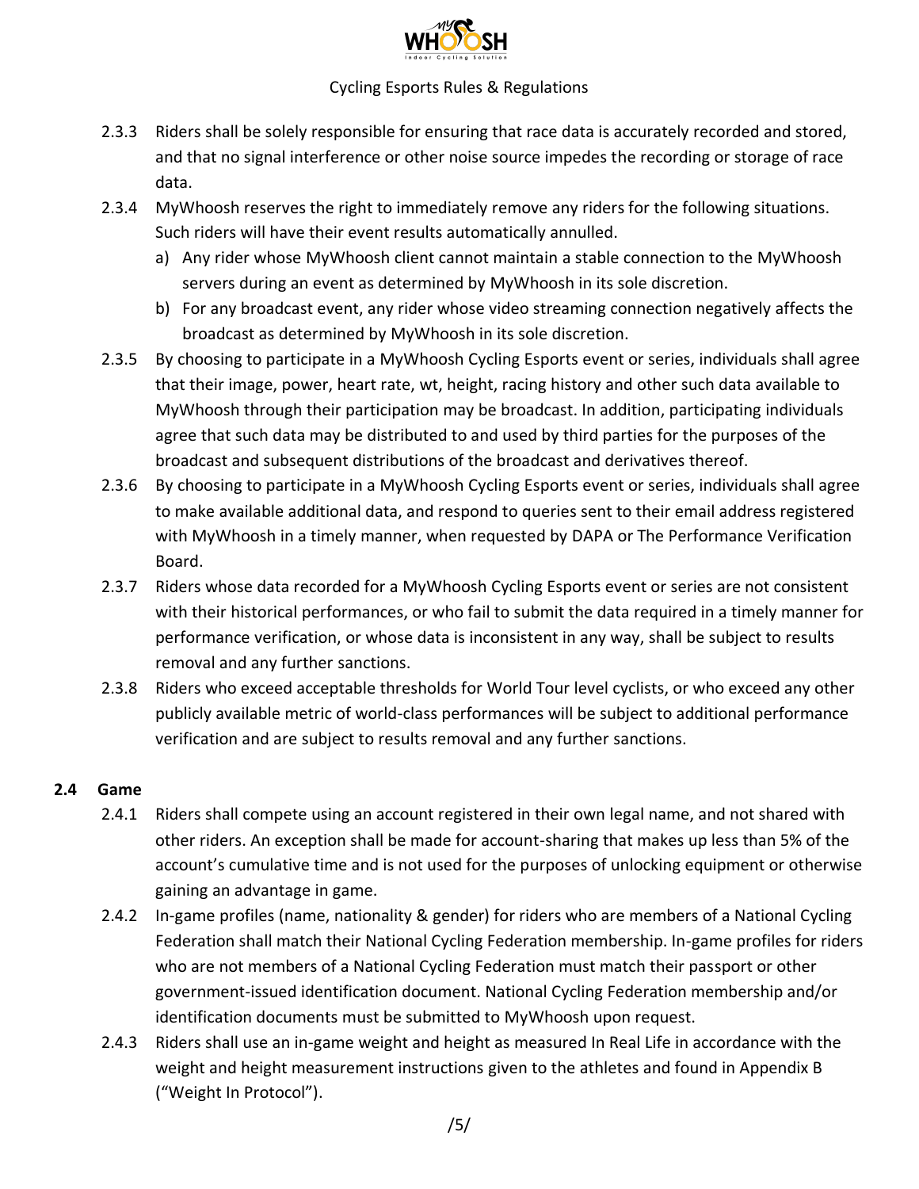2.3.3 Riders shall be solely responsible for ensuring that race data is accurately recorded and stored, and that no signal interference or other noise source impedes the recording or storage of race data.

2.3.4 MyWhoosh reserves the right to immediately remove any riders for the following situations. Such riders will have their event results automatically annulled.

a) Any rider whose MyWhoosh client cannot maintain a stable connection to the MyWhoosh servers during an event as determined by MyWhoosh in its sole discretion.

b) For any broadcast event, any rider whose video streaming connection negatively affects the broadcast as determined by MyWhoosh in its sole discretion.

2.3.5 By choosing to participate in a MyWhoosh Cycling Esports event or series, individuals shall agree that their image, power, heart rate, wt, height, racing history and other such data available to MyWhoosh through their participation may be broadcast. In addition, participating individuals agree that such data may be distributed to and used by third parties for the purposes of the broadcast and subsequent distributions of the broadcast and derivatives thereof.

2.3.6 By choosing to participate in a MyWhoosh Cycling Esports event or series, individuals shall agree to make available additional data, and respond to queries sent to their email address registered with MyWhoosh in a timely manner, when requested by DAPA or The Performance Verification Board.

2.3.7 Riders whose data recorded for a MyWhoosh Cycling Esports event or series are not consistent with their historical performances, or who fail to submit the data required in a timely manner for performance verification, or whose data is inconsistent in any way, shall be subject to results removal and any further sanctions.

2.3.8 Riders who exceed acceptable thresholds for World Tour level cyclists, or who exceed any other publicly available metric of world-class performances will be subject to additional performance verification and are subject to results removal and any further sanctions.

### 2.4 Game

2.4.1 Riders shall compete using an account registered in their own legal name, and not shared with other riders. An exception shall be made for account-sharing that makes up less than 5% of the account's cumulative time and is not used for the purposes of unlocking equipment or otherwise gaining an advantage in game.

2.4.2 In-game profiles (name, nationality & gender) for riders who are members of a National Cycling Federation shall match their National Cycling Federation membership. In-game profiles for riders who are not members of a National Cycling Federation must match their passport or other government-issued identification document. National Cycling Federation membership and/or identification documents must be submitted to MyWhoosh upon request.

2.4.3 Riders shall use an in-game weight and height as measured In Real Life in accordance with the weight and height measurement instructions given to the athletes and found in Appendix B ("Weight In Protocol").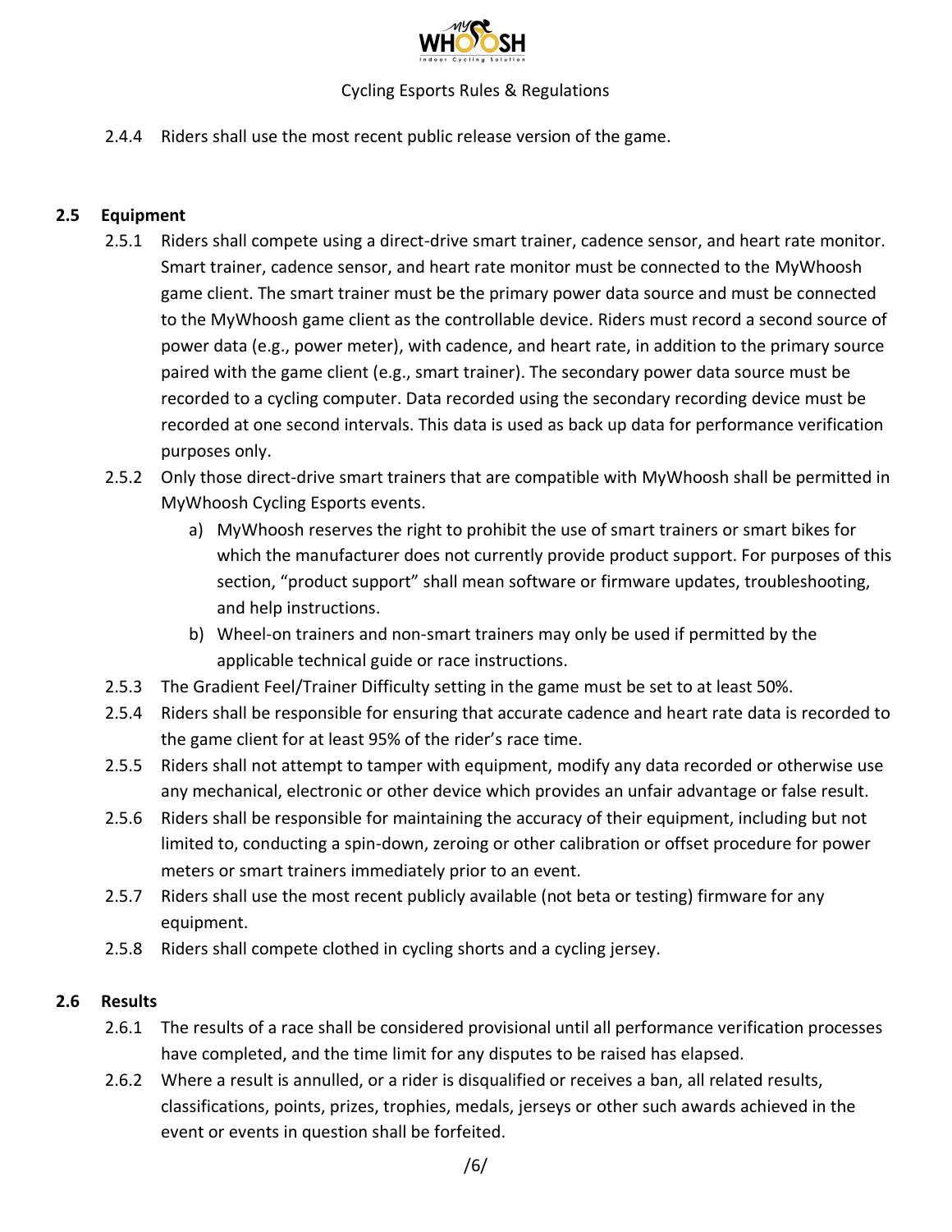2.4.4 Riders shall use the most recent public release version of the game.

## 2.5 Equipment

2.5.1 Riders shall compete using a direct-drive smart trainer, cadence sensor, and heart rate monitor. Smart trainer, cadence sensor, and heart rate monitor must be connected to the MyWhoosh game client. The smart trainer must be the primary power data source and must be connected to the MyWhoosh game client as the controllable device. Riders must record a second source of power data (e.g., power meter), with cadence, and heart rate, in addition to the primary source paired with the game client (e.g., smart trainer). The secondary power data source must be recorded to a cycling computer. Data recorded using the secondary recording device must be recorded at one second intervals. This data is used as back up data for performance verification purposes only.

2.5.2 Only those direct-drive smart trainers that are compatible with MyWhoosh shall be permitted in MyWhoosh Cycling Esports events.

a) MyWhoosh reserves the right to prohibit the use of smart trainers or smart bikes for which the manufacturer does not currently provide product support. For purposes of this section, “product support” shall mean software or firmware updates, troubleshooting, and help instructions.

b) Wheel-on trainers and non-smart trainers may only be used if permitted by the applicable technical guide or race instructions.

2.5.3 The Gradient Feel/Trainer Difficulty setting in the game must be set to at least 50%.

2.5.4 Riders shall be responsible for ensuring that accurate cadence and heart rate data is recorded to the game client for at least 95% of the rider’s race time.

2.5.5 Riders shall not attempt to tamper with equipment, modify any data recorded or otherwise use any mechanical, electronic or other device which provides an unfair advantage or false result.

2.5.6 Riders shall be responsible for maintaining the accuracy of their equipment, including but not limited to, conducting a spin-down, zeroing or other calibration or offset procedure for power meters or smart trainers immediately prior to an event.

2.5.7 Riders shall use the most recent publicly available (not beta or testing) firmware for any equipment.

2.5.8 Riders shall compete clothed in cycling shorts and a cycling jersey.

## 2.6 Results

2.6.1 The results of a race shall be considered provisional until all performance verification processes have completed, and the time limit for any disputes to be raised has elapsed.

2.6.2 Where a result is annulled, or a rider is disqualified or receives a ban, all related results, classifications, points, prizes, trophies, medals, jerseys or other such awards achieved in the event or events in question shall be forfeited.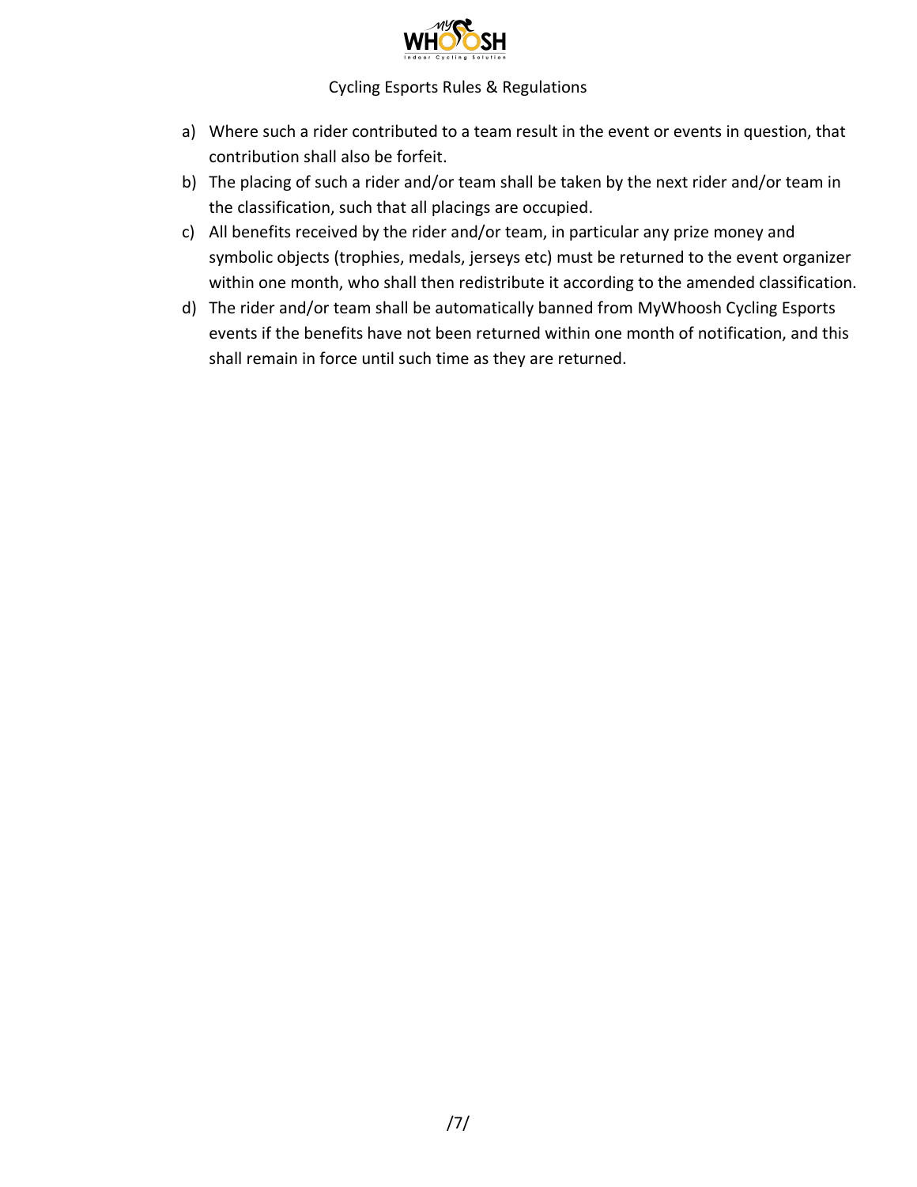a) Where such a rider contributed to a team result in the event or events in question, that contribution shall also be forfeit.
b) The placing of such a rider and/or team shall be taken by the next rider and/or team in the classification, such that all placings are occupied.
c) All benefits received by the rider and/or team, in particular any prize money and symbolic objects (trophies, medals, jerseys etc) must be returned to the event organizer within one month, who shall then redistribute it according to the amended classification.
d) The rider and/or team shall be automatically banned from MyWhoosh Cycling Esports events if the benefits have not been returned within one month of notification, and this shall remain in force until such time as they are returned.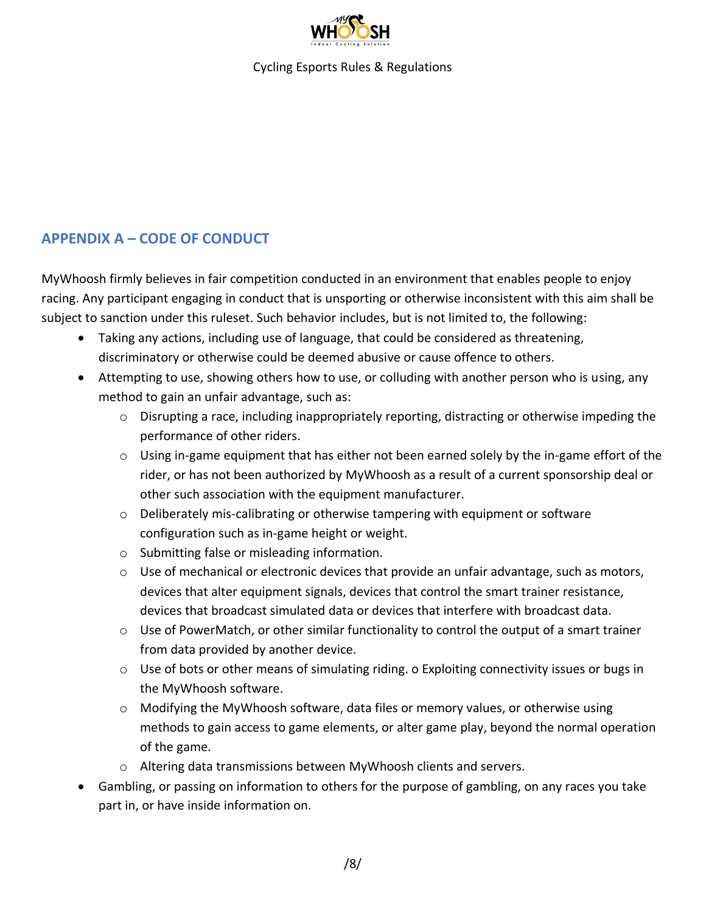## APPENDIX A – CODE OF CONDUCT

MyWhoosh firmly believes in fair competition conducted in an environment that enables people to enjoy racing. Any participant engaging in conduct that is unsporting or otherwise inconsistent with this aim shall be subject to sanction under this ruleset. Such behavior includes, but is not limited to, the following:

- Taking any actions, including use of language, that could be considered as threatening, discriminatory or otherwise could be deemed abusive or cause offence to others.
- Attempting to use, showing others how to use, or colluding with another person who is using, any method to gain an unfair advantage, such as:
  - Disrupting a race, including inappropriately reporting, distracting or otherwise impeding the performance of other riders.
  - Using in-game equipment that has either not been earned solely by the in-game effort of the rider, or has not been authorized by MyWhoosh as a result of a current sponsorship deal or other such association with the equipment manufacturer.
  - Deliberately mis-calibrating or otherwise tampering with equipment or software configuration such as in-game height or weight.
  - Submitting false or misleading information.
  - Use of mechanical or electronic devices that provide an unfair advantage, such as motors, devices that alter equipment signals, devices that control the smart trainer resistance, devices that broadcast simulated data or devices that interfere with broadcast data.
  - Use of PowerMatch, or other similar functionality to control the output of a smart trainer from data provided by another device.
  - Use of bots or other means of simulating riding. o Exploiting connectivity issues or bugs in the MyWhoosh software.
  - Modifying the MyWhoosh software, data files or memory values, or otherwise using methods to gain access to game elements, or alter game play, beyond the normal operation of the game.
  - Altering data transmissions between MyWhoosh clients and servers.
- Gambling, or passing on information to others for the purpose of gambling, on any races you take part in, or have inside information on.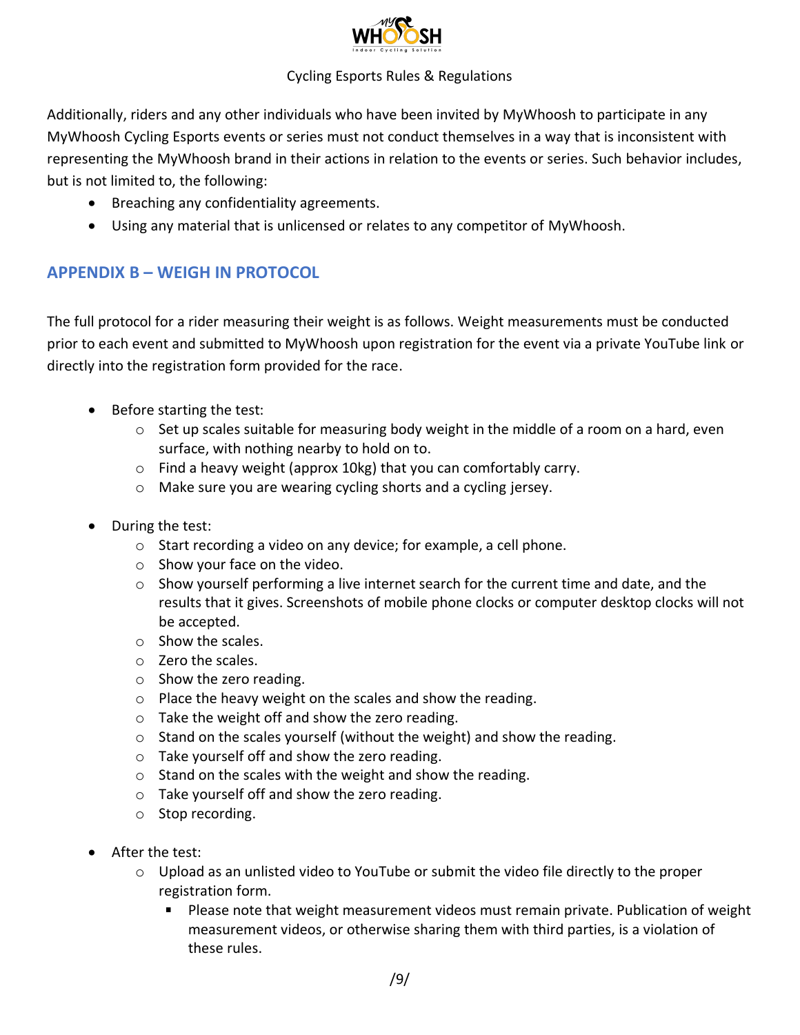Additionally, riders and any other individuals who have been invited by MyWhoosh to participate in any MyWhoosh Cycling Esports events or series must not conduct themselves in a way that is inconsistent with representing the MyWhoosh brand in their actions in relation to the events or series. Such behavior includes, but is not limited to, the following:

- Breaching any confidentiality agreements.
- Using any material that is unlicensed or relates to any competitor of MyWhoosh.

## APPENDIX B – WEIGH IN PROTOCOL

The full protocol for a rider measuring their weight is as follows. Weight measurements must be conducted prior to each event and submitted to MyWhoosh upon registration for the event via a private YouTube link or directly into the registration form provided for the race.

- Before starting the test:
  - Set up scales suitable for measuring body weight in the middle of a room on a hard, even surface, with nothing nearby to hold on to.
  - Find a heavy weight (approx 10kg) that you can comfortably carry.
  - Make sure you are wearing cycling shorts and a cycling jersey.

- During the test:
  - Start recording a video on any device; for example, a cell phone.
  - Show your face on the video.
  - Show yourself performing a live internet search for the current time and date, and the results that it gives. Screenshots of mobile phone clocks or computer desktop clocks will not be accepted.
  - Show the scales.
  - Zero the scales.
  - Show the zero reading.
  - Place the heavy weight on the scales and show the reading.
  - Take the weight off and show the zero reading.
  - Stand on the scales yourself (without the weight) and show the reading.
  - Take yourself off and show the zero reading.
  - Stand on the scales with the weight and show the reading.
  - Take yourself off and show the zero reading.
  - Stop recording.

- After the test:
  - Upload as an unlisted video to YouTube or submit the video file directly to the proper registration form.
    - Please note that weight measurement videos must remain private. Publication of weight measurement videos, or otherwise sharing them with third parties, is a violation of these rules.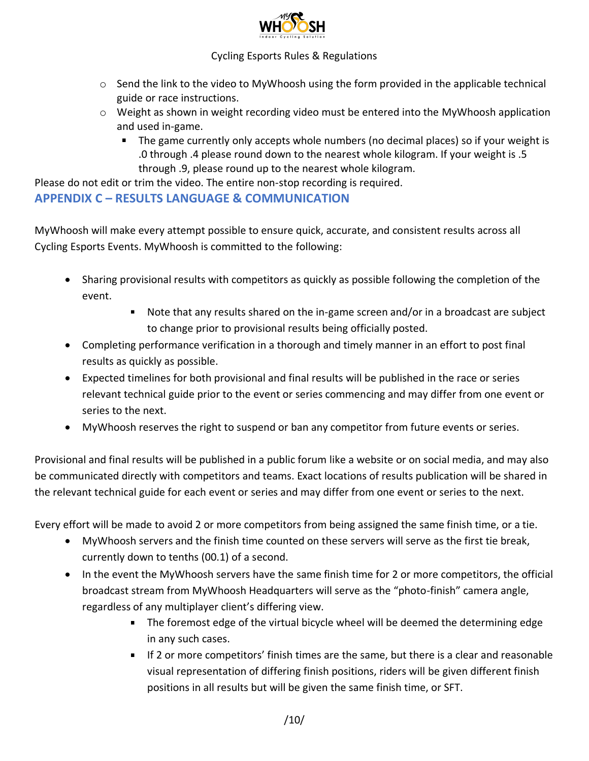- Send the link to the video to MyWhoosh using the form provided in the applicable technical guide or race instructions.
  - Weight as shown in weight recording video must be entered into the MyWhoosh application and used in-game.
    - The game currently only accepts whole numbers (no decimal places) so if your weight is .0 through .4 please round down to the nearest whole kilogram. If your weight is .5 through .9, please round up to the nearest whole kilogram.

Please do not edit or trim the video. The entire non-stop recording is required.

## APPENDIX C – RESULTS LANGUAGE & COMMUNICATION

MyWhoosh will make every attempt possible to ensure quick, accurate, and consistent results across all Cycling Esports Events. MyWhoosh is committed to the following:

- Sharing provisional results with competitors as quickly as possible following the completion of the event.
  - Note that any results shared on the in-game screen and/or in a broadcast are subject to change prior to provisional results being officially posted.
- Completing performance verification in a thorough and timely manner in an effort to post final results as quickly as possible.
- Expected timelines for both provisional and final results will be published in the race or series relevant technical guide prior to the event or series commencing and may differ from one event or series to the next.
- MyWhoosh reserves the right to suspend or ban any competitor from future events or series.

Provisional and final results will be published in a public forum like a website or on social media, and may also be communicated directly with competitors and teams. Exact locations of results publication will be shared in the relevant technical guide for each event or series and may differ from one event or series to the next.

Every effort will be made to avoid 2 or more competitors from being assigned the same finish time, or a tie.

- MyWhoosh servers and the finish time counted on these servers will serve as the first tie break, currently down to tenths (00.1) of a second.
- In the event the MyWhoosh servers have the same finish time for 2 or more competitors, the official broadcast stream from MyWhoosh Headquarters will serve as the "photo-finish" camera angle, regardless of any multiplayer client's differing view.
  - The foremost edge of the virtual bicycle wheel will be deemed the determining edge in any such cases.
  - If 2 or more competitors' finish times are the same, but there is a clear and reasonable visual representation of differing finish positions, riders will be given different finish positions in all results but will be given the same finish time, or SFT.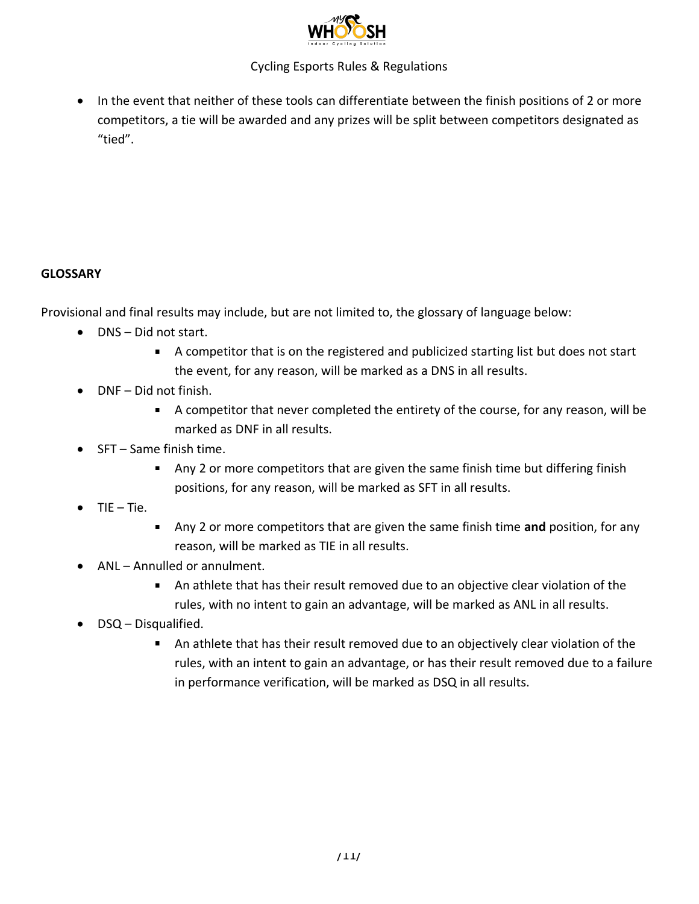- In the event that neither of these tools can differentiate between the finish positions of 2 or more competitors, a tie will be awarded and any prizes will be split between competitors designated as "tied".

**GLOSSARY**

Provisional and final results may include, but are not limited to, the glossary of language below:

- DNS – Did not start.
    - A competitor that is on the registered and publicized starting list but does not start the event, for any reason, will be marked as a DNS in all results.
- DNF – Did not finish.
    - A competitor that never completed the entirety of the course, for any reason, will be marked as DNF in all results.
- SFT – Same finish time.
    - Any 2 or more competitors that are given the same finish time but differing finish positions, for any reason, will be marked as SFT in all results.
- TIE – Tie.
    - Any 2 or more competitors that are given the same finish time **and** position, for any reason, will be marked as TIE in all results.
- ANL – Annulled or annulment.
    - An athlete that has their result removed due to an objective clear violation of the rules, with no intent to gain an advantage, will be marked as ANL in all results.
- DSQ – Disqualified.
    - An athlete that has their result removed due to an objectively clear violation of the rules, with an intent to gain an advantage, or has their result removed due to a failure in performance verification, will be marked as DSQ in all results.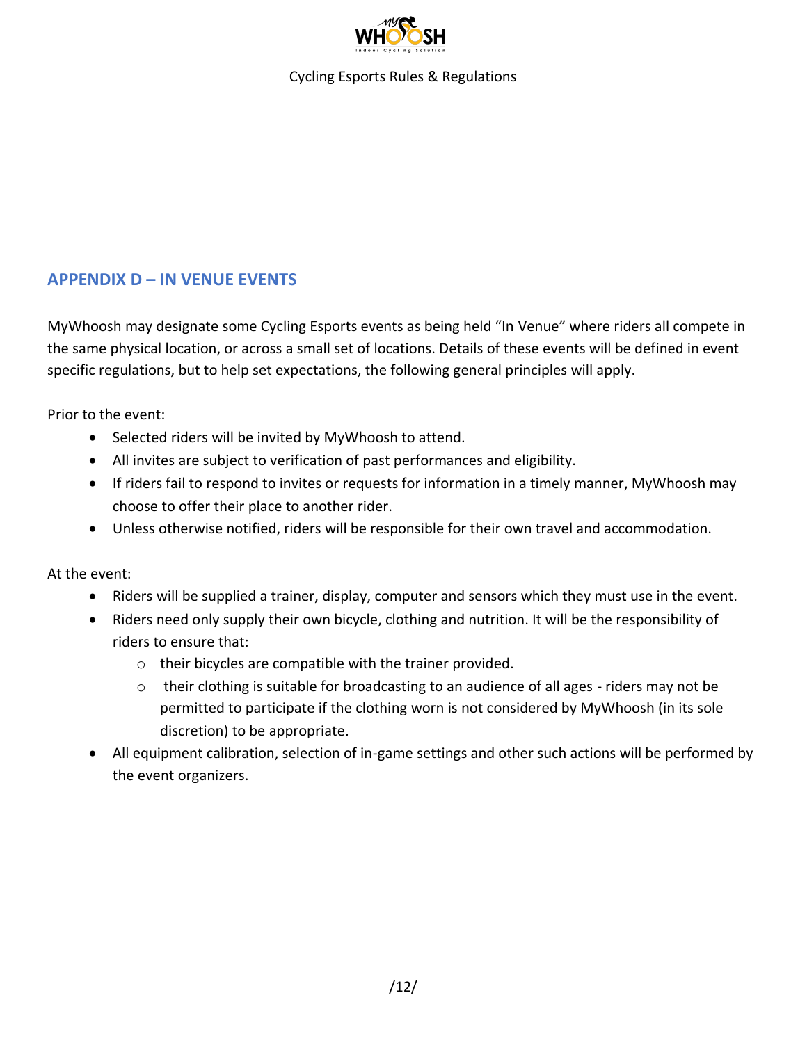## APPENDIX D – IN VENUE EVENTS

MyWhoosh may designate some Cycling Esports events as being held "In Venue" where riders all compete in the same physical location, or across a small set of locations. Details of these events will be defined in event specific regulations, but to help set expectations, the following general principles will apply.

Prior to the event:

- Selected riders will be invited by MyWhoosh to attend.
- All invites are subject to verification of past performances and eligibility.
- If riders fail to respond to invites or requests for information in a timely manner, MyWhoosh may choose to offer their place to another rider.
- Unless otherwise notified, riders will be responsible for their own travel and accommodation.

At the event:

- Riders will be supplied a trainer, display, computer and sensors which they must use in the event.
- Riders need only supply their own bicycle, clothing and nutrition. It will be the responsibility of riders to ensure that:
  - their bicycles are compatible with the trainer provided.
  - their clothing is suitable for broadcasting to an audience of all ages - riders may not be permitted to participate if the clothing worn is not considered by MyWhoosh (in its sole discretion) to be appropriate.
- All equipment calibration, selection of in-game settings and other such actions will be performed by the event organizers.